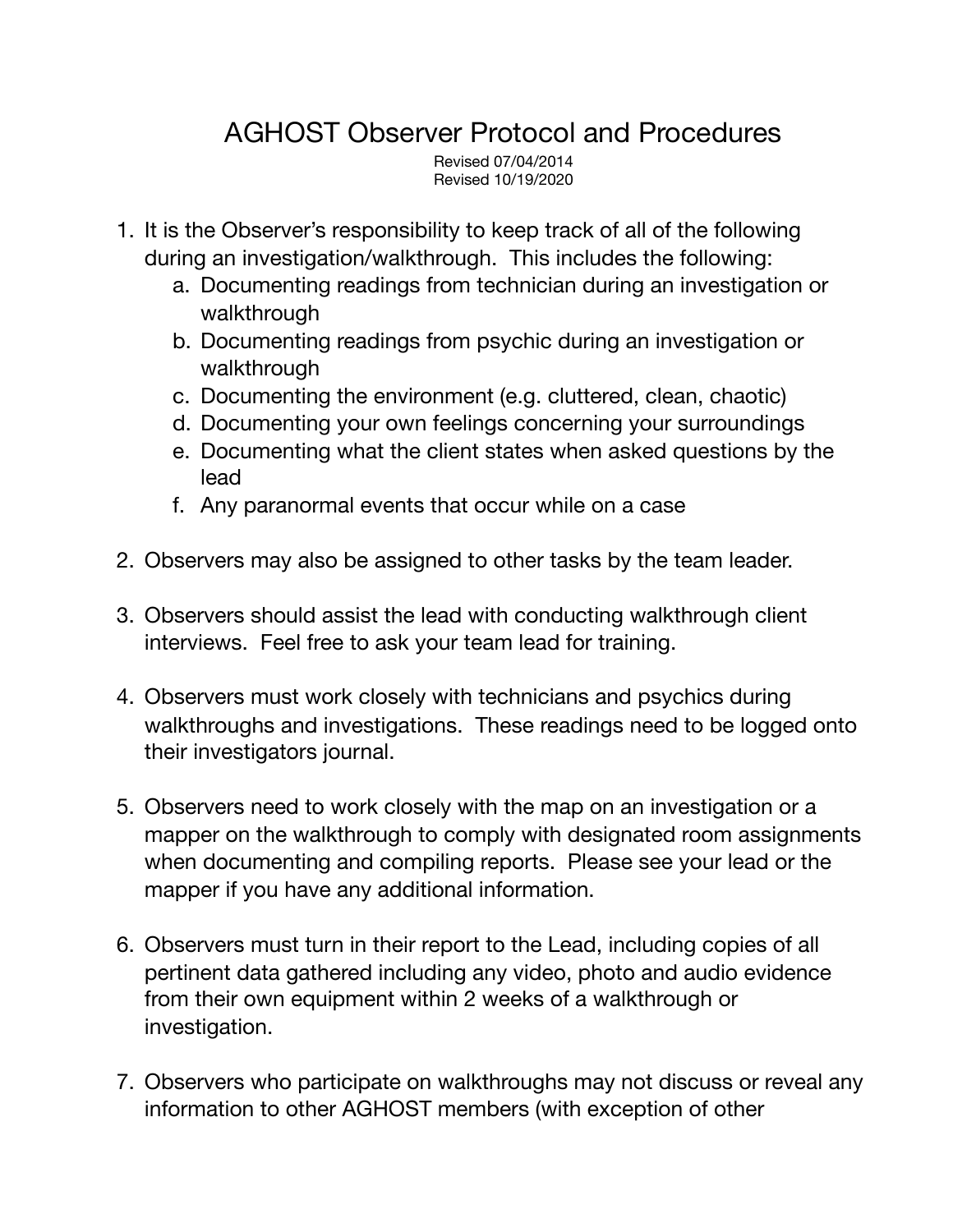# AGHOST Observer Protocol and Procedures

Revised 07/04/2014
Revised 10/19/2020

1. It is the Observer's responsibility to keep track of all of the following during an investigation/walkthrough. This includes the following:
    a. Documenting readings from technician during an investigation or walkthrough
    b. Documenting readings from psychic during an investigation or walkthrough
    c. Documenting the environment (e.g. cluttered, clean, chaotic)
    d. Documenting your own feelings concerning your surroundings
    e. Documenting what the client states when asked questions by the lead
    f. Any paranormal events that occur while on a case

2. Observers may also be assigned to other tasks by the team leader.

3. Observers should assist the lead with conducting walkthrough client interviews. Feel free to ask your team lead for training.

4. Observers must work closely with technicians and psychics during walkthroughs and investigations. These readings need to be logged onto their investigators journal.

5. Observers need to work closely with the map on an investigation or a mapper on the walkthrough to comply with designated room assignments when documenting and compiling reports. Please see your lead or the mapper if you have any additional information.

6. Observers must turn in their report to the Lead, including copies of all pertinent data gathered including any video, photo and audio evidence from their own equipment within 2 weeks of a walkthrough or investigation.

7. Observers who participate on walkthroughs may not discuss or reveal any information to other AGHOST members (with exception of other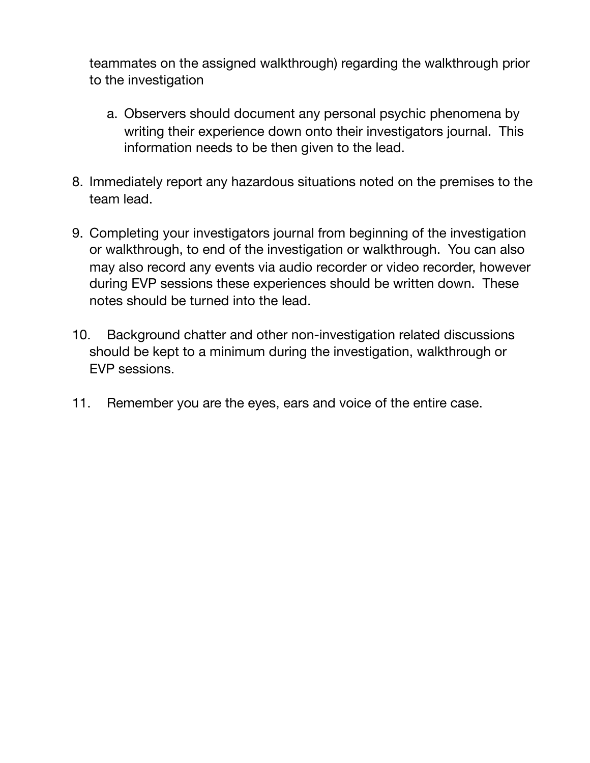teammates on the assigned walkthrough) regarding the walkthrough prior to the investigation

   a. Observers should document any personal psychic phenomena by writing their experience down onto their investigators journal. This information needs to be then given to the lead.

8. Immediately report any hazardous situations noted on the premises to the team lead.

9. Completing your investigators journal from beginning of the investigation or walkthrough, to end of the investigation or walkthrough. You can also may also record any events via audio recorder or video recorder, however during EVP sessions these experiences should be written down. These notes should be turned into the lead.

10. Background chatter and other non-investigation related discussions should be kept to a minimum during the investigation, walkthrough or EVP sessions.

11. Remember you are the eyes, ears and voice of the entire case.